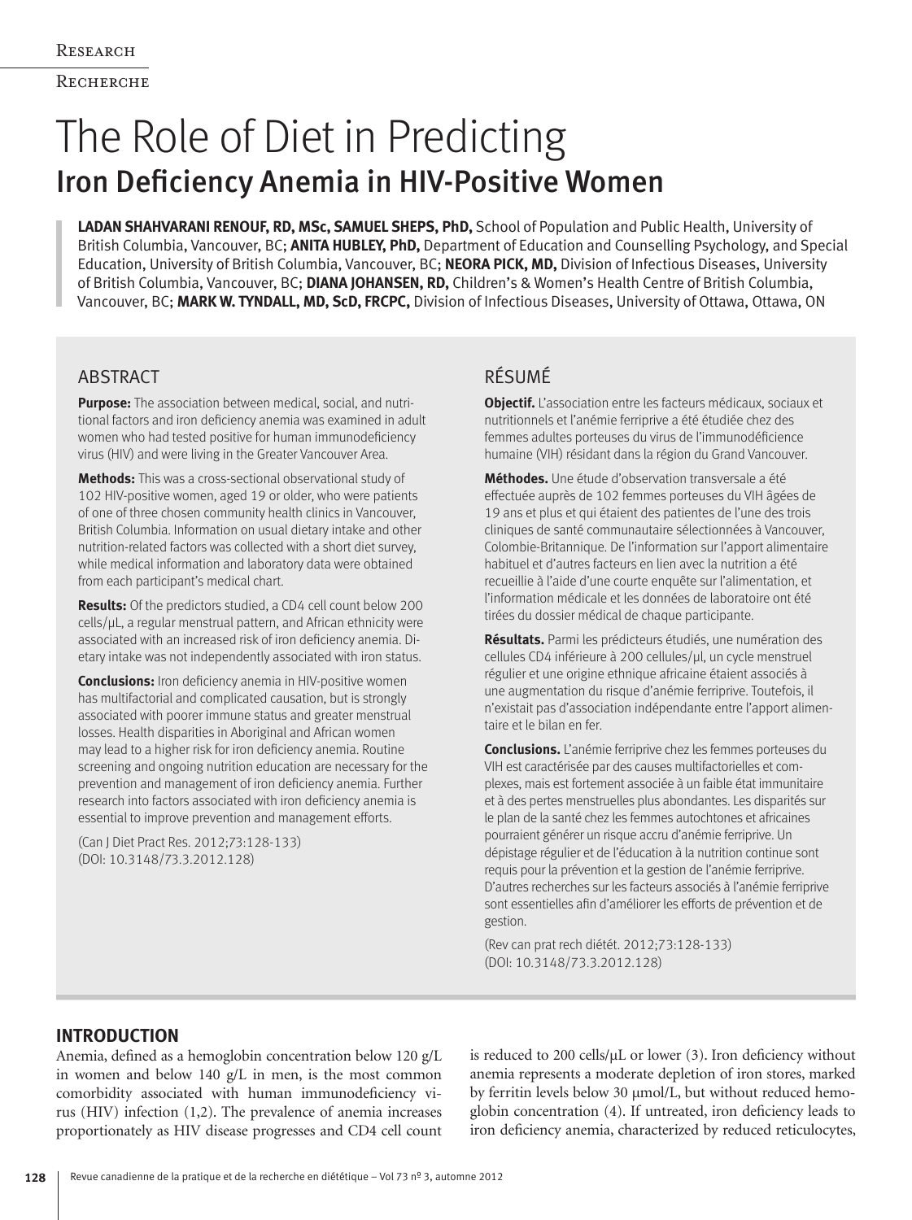Research

Recherche

# The Role of Diet in Predicting Iron Deficiency Anemia in HIV-Positive Women

**LADAN SHAHVARANI RENOUF, RD, MSc, SAMUEL SHEPS, PhD,** School of Population and Public Health, University of British Columbia, Vancouver, BC; **ANITA HUBLEY, PhD,** Department of Education and Counselling Psychology, and Special Education, University of British Columbia, Vancouver, BC; **NEORA PICK, MD,** Division of Infectious Diseases, University of British Columbia, Vancouver, BC; **DIANA JOHANSEN, RD,** Children's & Women's Health Centre of British Columbia, Vancouver, BC; **MARK W. TYNDALL, MD, ScD, FRCPC,** Division of Infectious Diseases, University of Ottawa, Ottawa, ON

## ABSTRACT

**Purpose:** The association between medical, social, and nutritional factors and iron deficiency anemia was examined in adult women who had tested positive for human immunodeficiency virus (HIV) and were living in the Greater Vancouver Area.

**Methods:** This was a cross-sectional observational study of 102 HIV-positive women, aged 19 or older, who were patients of one of three chosen community health clinics in Vancouver, British Columbia. Information on usual dietary intake and other nutrition-related factors was collected with a short diet survey, while medical information and laboratory data were obtained from each participant's medical chart.

**Results:** Of the predictors studied, a CD4 cell count below 200 cells/μL, a regular menstrual pattern, and African ethnicity were associated with an increased risk of iron deficiency anemia. Dietary intake was not independently associated with iron status.

**Conclusions:** Iron deficiency anemia in HIV-positive women has multifactorial and complicated causation, but is strongly associated with poorer immune status and greater menstrual losses. Health disparities in Aboriginal and African women may lead to a higher risk for iron deficiency anemia. Routine screening and ongoing nutrition education are necessary for the prevention and management of iron deficiency anemia. Further research into factors associated with iron deficiency anemia is essential to improve prevention and management efforts.

(Can J Diet Pract Res. 2012;73:128-133)
(DOI: 10.3148/73.3.2012.128)

## RÉSUMÉ

**Objectif.** L'association entre les facteurs médicaux, sociaux et nutritionnels et l'anémie ferriprive a été étudiée chez des femmes adultes porteuses du virus de l'immunodéficience humaine (VIH) résidant dans la région du Grand Vancouver.

**Méthodes.** Une étude d'observation transversale a été effectuée auprès de 102 femmes porteuses du VIH âgées de 19 ans et plus et qui étaient des patientes de l'une des trois cliniques de santé communautaire sélectionnées à Vancouver, Colombie-Britannique. De l'information sur l'apport alimentaire habituel et d'autres facteurs en lien avec la nutrition a été recueillie à l'aide d'une courte enquête sur l'alimentation, et l'information médicale et les données de laboratoire ont été tirées du dossier médical de chaque participante.

**Résultats.** Parmi les prédicteurs étudiés, une numération des cellules CD4 inférieure à 200 cellules/μl, un cycle menstruel régulier et une origine ethnique africaine étaient associés à une augmentation du risque d'anémie ferriprive. Toutefois, il n'existait pas d'association indépendante entre l'apport alimentaire et le bilan en fer.

**Conclusions.** L'anémie ferriprive chez les femmes porteuses du VIH est caractérisée par des causes multifactorielles et complexes, mais est fortement associée à un faible état immunitaire et à des pertes menstruelles plus abondantes. Les disparités sur le plan de la santé chez les femmes autochtones et africaines pourraient générer un risque accru d'anémie ferriprive. Un dépistage régulier et de l'éducation à la nutrition continue sont requis pour la prévention et la gestion de l'anémie ferriprive. D'autres recherches sur les facteurs associés à l'anémie ferriprive sont essentielles afin d'améliorer les efforts de prévention et de gestion.

(Rev can prat rech diétét. 2012;73:128-133)
(DOI: 10.3148/73.3.2012.128)

## INTRODUCTION

Anemia, defined as a hemoglobin concentration below 120 g/L in women and below 140 g/L in men, is the most common comorbidity associated with human immunodeficiency virus (HIV) infection (1,2). The prevalence of anemia increases proportionately as HIV disease progresses and CD4 cell count is reduced to 200 cells/μL or lower (3). Iron deficiency without anemia represents a moderate depletion of iron stores, marked by ferritin levels below 30 μmol/L, but without reduced hemoglobin concentration (4). If untreated, iron deficiency leads to iron deficiency anemia, characterized by reduced reticulocytes,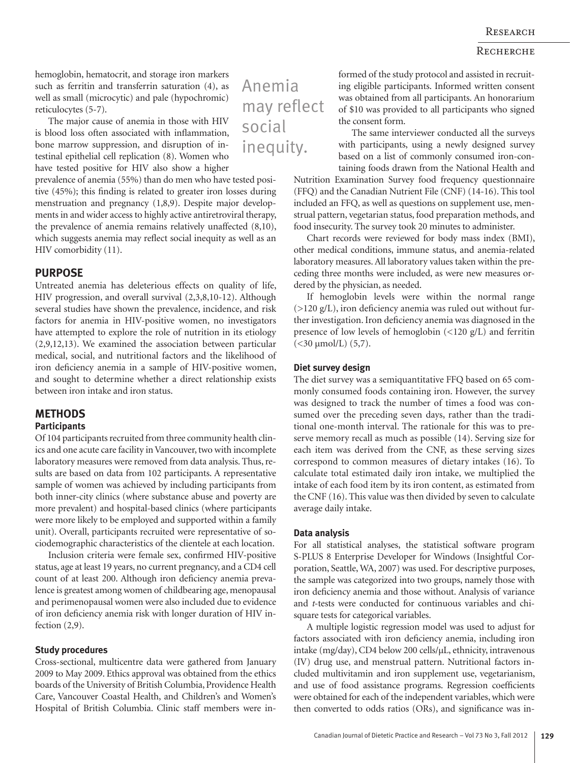hemoglobin, hematocrit, and storage iron markers such as ferritin and transferrin saturation (4), as well as small (microcytic) and pale (hypochromic) reticulocytes (5-7).

The major cause of anemia in those with HIV is blood loss often associated with inflammation, bone marrow suppression, and disruption of intestinal epithelial cell replication (8). Women who have tested positive for HIV also show a higher prevalence of anemia (55%) than do men who have tested positive (45%); this finding is related to greater iron losses during menstruation and pregnancy (1,8,9). Despite major developments in and wider access to highly active antiretroviral therapy, the prevalence of anemia remains relatively unaffected (8,10), which suggests anemia may reflect social inequity as well as an HIV comorbidity (11).

Anemia may reflect social inequity.

## PURPOSE

Untreated anemia has deleterious effects on quality of life, HIV progression, and overall survival (2,3,8,10-12). Although several studies have shown the prevalence, incidence, and risk factors for anemia in HIV-positive women, no investigators have attempted to explore the role of nutrition in its etiology (2,9,12,13). We examined the association between particular medical, social, and nutritional factors and the likelihood of iron deficiency anemia in a sample of HIV-positive women, and sought to determine whether a direct relationship exists between iron intake and iron status.

## METHODS

### Participants

Of 104 participants recruited from three community health clinics and one acute care facility in Vancouver, two with incomplete laboratory measures were removed from data analysis. Thus, results are based on data from 102 participants. A representative sample of women was achieved by including participants from both inner-city clinics (where substance abuse and poverty are more prevalent) and hospital-based clinics (where participants were more likely to be employed and supported within a family unit). Overall, participants recruited were representative of sociodemographic characteristics of the clientele at each location.

Inclusion criteria were female sex, confirmed HIV-positive status, age at least 19 years, no current pregnancy, and a CD4 cell count of at least 200. Although iron deficiency anemia prevalence is greatest among women of childbearing age, menopausal and perimenopausal women were also included due to evidence of iron deficiency anemia risk with longer duration of HIV infection (2,9).

### Study procedures

Cross-sectional, multicentre data were gathered from January 2009 to May 2009. Ethics approval was obtained from the ethics boards of the University of British Columbia, Providence Health Care, Vancouver Coastal Health, and Children's and Women's Hospital of British Columbia. Clinic staff members were informed of the study protocol and assisted in recruiting eligible participants. Informed written consent was obtained from all participants. An honorarium of $10 was provided to all participants who signed the consent form.

The same interviewer conducted all the surveys with participants, using a newly designed survey based on a list of commonly consumed iron-containing foods drawn from the National Health and Nutrition Examination Survey food frequency questionnaire (FFQ) and the Canadian Nutrient File (CNF) (14-16). This tool included an FFQ, as well as questions on supplement use, menstrual pattern, vegetarian status, food preparation methods, and food insecurity. The survey took 20 minutes to administer.

Chart records were reviewed for body mass index (BMI), other medical conditions, immune status, and anemia-related laboratory measures. All laboratory values taken within the preceding three months were included, as were new measures ordered by the physician, as needed.

If hemoglobin levels were within the normal range (>120 g/L), iron deficiency anemia was ruled out without further investigation. Iron deficiency anemia was diagnosed in the presence of low levels of hemoglobin (<120 g/L) and ferritin (<30 μmol/L) (5,7).

### Diet survey design

The diet survey was a semiquantitative FFQ based on 65 commonly consumed foods containing iron. However, the survey was designed to track the number of times a food was consumed over the preceding seven days, rather than the traditional one-month interval. The rationale for this was to preserve memory recall as much as possible (14). Serving size for each item was derived from the CNF, as these serving sizes correspond to common measures of dietary intakes (16). To calculate total estimated daily iron intake, we multiplied the intake of each food item by its iron content, as estimated from the CNF (16). This value was then divided by seven to calculate average daily intake.

### Data analysis

For all statistical analyses, the statistical software program S-PLUS 8 Enterprise Developer for Windows (Insightful Corporation, Seattle, WA, 2007) was used. For descriptive purposes, the sample was categorized into two groups, namely those with iron deficiency anemia and those without. Analysis of variance and *t*-tests were conducted for continuous variables and chi-square tests for categorical variables.

A multiple logistic regression model was used to adjust for factors associated with iron deficiency anemia, including iron intake (mg/day), CD4 below 200 cells/μL, ethnicity, intravenous (IV) drug use, and menstrual pattern. Nutritional factors included multivitamin and iron supplement use, vegetarianism, and use of food assistance programs. Regression coefficients were obtained for each of the independent variables, which were then converted to odds ratios (ORs), and significance was in-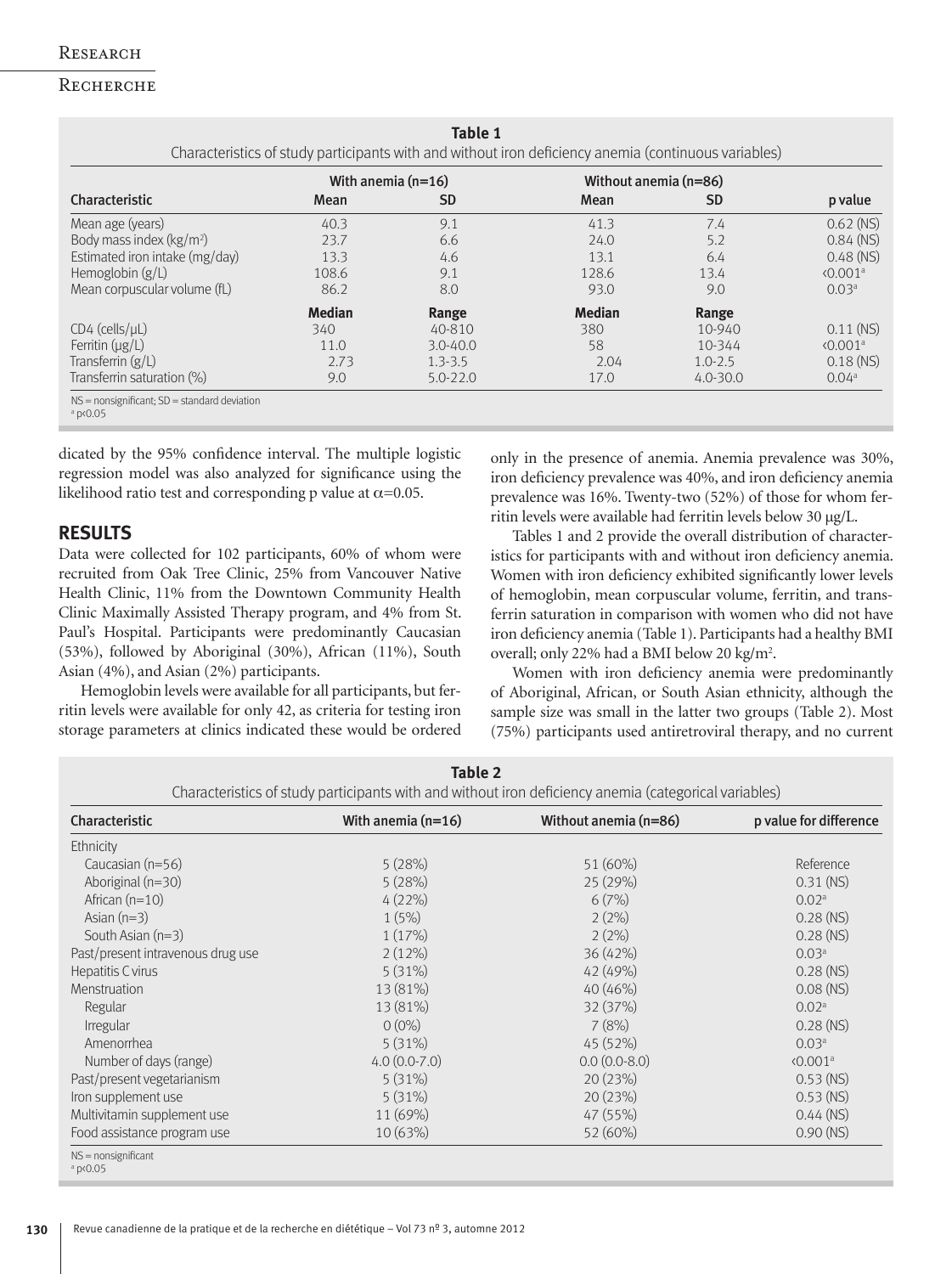**Table 1**
Characteristics of study participants with and without iron deficiency anemia (continuous variables)

| Characteristic | With anemia (n=16) | | Without anemia (n=86) | | p value |
|---|---|---|---|---|---|
| | Mean | SD | Mean | SD | |
| Mean age (years) | 40.3 | 9.1 | 41.3 | 7.4 | 0.62 (NS) |
| Body mass index (kg/m$^2$) | 23.7 | 6.6 | 24.0 | 5.2 | 0.84 (NS) |
| Estimated iron intake (mg/day) | 13.3 | 4.6 | 13.1 | 6.4 | 0.48 (NS) |
| Hemoglobin (g/L) | 108.6 | 9.1 | 128.6 | 13.4 | <0.001[a] |
| Mean corpuscular volume (fL) | 86.2 | 8.0 | 93.0 | 9.0 | 0.03[a] |
| | **Median** | **Range** | **Median** | **Range** | |
| CD4 (cells/μL) | 340 | 40-810 | 380 | 10-940 | 0.11 (NS) |
| Ferritin (μg/L) | 11.0 | 3.0-40.0 | 58 | 10-344 | <0.001[a] |
| Transferrin (g/L) | 2.73 | 1.3-3.5 | 2.04 | 1.0-2.5 | 0.18 (NS) |
| Transferrin saturation (%) | 9.0 | 5.0-22.0 | 17.0 | 4.0-30.0 | 0.04[a] |

NS = nonsignificant; SD = standard deviation
[a] $p<0.05$

dicated by the 95% confidence interval. The multiple logistic regression model was also analyzed for significance using the likelihood ratio test and corresponding p value at $\alpha$=0.05.

## RESULTS

Data were collected for 102 participants, 60% of whom were recruited from Oak Tree Clinic, 25% from Vancouver Native Health Clinic, 11% from the Downtown Community Health Clinic Maximally Assisted Therapy program, and 4% from St. Paul's Hospital. Participants were predominantly Caucasian (53%), followed by Aboriginal (30%), African (11%), South Asian (4%), and Asian (2%) participants.

Hemoglobin levels were available for all participants, but ferritin levels were available for only 42, as criteria for testing iron storage parameters at clinics indicated these would be ordered only in the presence of anemia. Anemia prevalence was 30%, iron deficiency prevalence was 40%, and iron deficiency anemia prevalence was 16%. Twenty-two (52%) of those for whom ferritin levels were available had ferritin levels below 30 μg/L.

Tables 1 and 2 provide the overall distribution of characteristics for participants with and without iron deficiency anemia. Women with iron deficiency exhibited significantly lower levels of hemoglobin, mean corpuscular volume, ferritin, and transferrin saturation in comparison with women who did not have iron deficiency anemia (Table 1). Participants had a healthy BMI overall; only 22% had a BMI below 20 kg/m$^2$.

Women with iron deficiency anemia were predominantly of Aboriginal, African, or South Asian ethnicity, although the sample size was small in the latter two groups (Table 2). Most (75%) participants used antiretroviral therapy, and no current

**Table 2**
Characteristics of study participants with and without iron deficiency anemia (categorical variables)

| Characteristic | With anemia (n=16) | Without anemia (n=86) | p value for difference |
|---|---|---|---|
| Ethnicity | | | |
| Caucasian (n=56) | 5 (28%) | 51 (60%) | Reference |
| Aboriginal (n=30) | 5 (28%) | 25 (29%) | 0.31 (NS) |
| African (n=10) | 4 (22%) | 6 (7%) | 0.02[a] |
| Asian (n=3) | 1 (5%) | 2 (2%) | 0.28 (NS) |
| South Asian (n=3) | 1 (17%) | 2 (2%) | 0.28 (NS) |
| Past/present intravenous drug use | 2 (12%) | 36 (42%) | 0.03[a] |
| Hepatitis C virus | 5 (31%) | 42 (49%) | 0.28 (NS) |
| Menstruation | 13 (81%) | 40 (46%) | 0.08 (NS) |
| Regular | 13 (81%) | 32 (37%) | 0.02[a] |
| Irregular | 0 (0%) | 7 (8%) | 0.28 (NS) |
| Amenorrhea | 5 (31%) | 45 (52%) | 0.03[a] |
| Number of days (range) | 4.0 (0.0-7.0) | 0.0 (0.0-8.0) | <0.001[a] |
| Past/present vegetarianism | 5 (31%) | 20 (23%) | 0.53 (NS) |
| Iron supplement use | 5 (31%) | 20 (23%) | 0.53 (NS) |
| Multivitamin supplement use | 11 (69%) | 47 (55%) | 0.44 (NS) |
| Food assistance program use | 10 (63%) | 52 (60%) | 0.90 (NS) |

NS = nonsignificant
[a] $p<0.05$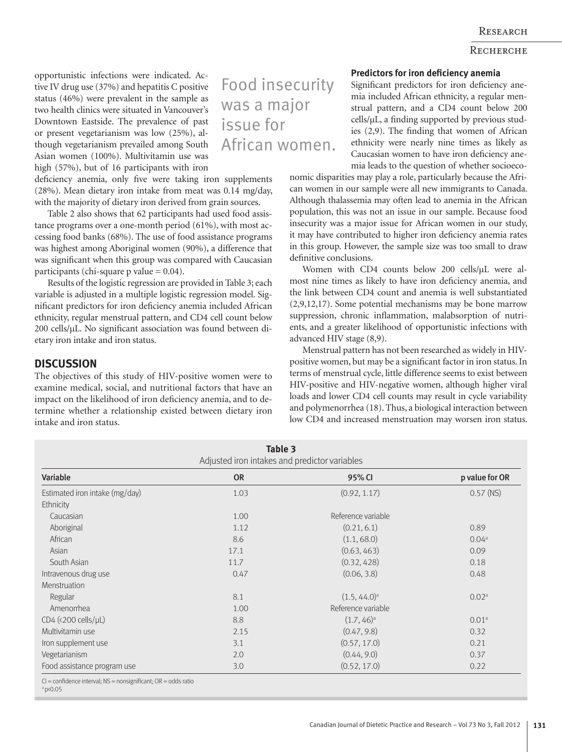opportunistic infections were indicated. Active IV drug use (37%) and hepatitis C positive status (46%) were prevalent in the sample as two health clinics were situated in Vancouver's Downtown Eastside. The prevalence of past or present vegetarianism was low (25%), although vegetarianism prevailed among South Asian women (100%). Multivitamin use was high (57%), but of 16 participants with iron deficiency anemia, only five were taking iron supplements (28%). Mean dietary iron intake from meat was 0.14 mg/day, with the majority of dietary iron derived from grain sources.

Food insecurity was a major issue for African women.

Table 2 also shows that 62 participants had used food assistance programs over a one-month period (61%), with most accessing food banks (68%). The use of food assistance programs was highest among Aboriginal women (90%), a difference that was significant when this group was compared with Caucasian participants (chi-square p value = 0.04).

Results of the logistic regression are provided in Table 3; each variable is adjusted in a multiple logistic regression model. Significant predictors for iron deficiency anemia included African ethnicity, regular menstrual pattern, and CD4 cell count below 200 cells/µL. No significant association was found between dietary iron intake and iron status.

## DISCUSSION

The objectives of this study of HIV-positive women were to examine medical, social, and nutritional factors that have an impact on the likelihood of iron deficiency anemia, and to determine whether a relationship existed between dietary iron intake and iron status.

### Predictors for iron deficiency anemia

Significant predictors for iron deficiency anemia included African ethnicity, a regular menstrual pattern, and a CD4 count below 200 cells/µL, a finding supported by previous studies (2,9). The finding that women of African ethnicity were nearly nine times as likely as Caucasian women to have iron deficiency anemia leads to the question of whether socioeconomic disparities may play a role, particularly because the African women in our sample were all new immigrants to Canada. Although thalassemia may often lead to anemia in the African population, this was not an issue in our sample. Because food insecurity was a major issue for African women in our study, it may have contributed to higher iron deficiency anemia rates in this group. However, the sample size was too small to draw definitive conclusions.

Women with CD4 counts below 200 cells/µL were almost nine times as likely to have iron deficiency anemia, and the link between CD4 count and anemia is well substantiated (2,9,12,17). Some potential mechanisms may be bone marrow suppression, chronic inflammation, malabsorption of nutrients, and a greater likelihood of opportunistic infections with advanced HIV stage (8,9).

Menstrual pattern has not been researched as widely in HIV-positive women, but may be a significant factor in iron status. In terms of menstrual cycle, little difference seems to exist between HIV-positive and HIV-negative women, although higher viral loads and lower CD4 cell counts may result in cycle variability and polymenorrhea (18). Thus, a biological interaction between low CD4 and increased menstruation may worsen iron status.

**Table 3**
Adjusted iron intakes and predictor variables

| Variable | OR | 95% CI | p value for OR |
|---|---|---|---|
| Estimated iron intake (mg/day) | 1.03 | (0.92, 1.17) | 0.57 (NS) |
| Ethnicity | | | |
| Caucasian | 1.00 | Reference variable | |
| Aboriginal | 1.12 | (0.21, 6.1) | 0.89 |
| African | 8.6 | (1.1, 68.0) | 0.04[a] |
| Asian | 17.1 | (0.63, 463) | 0.09 |
| South Asian | 11.7 | (0.32, 428) | 0.18 |
| Intravenous drug use | 0.47 | (0.06, 3.8) | 0.48 |
| Menstruation | | | |
| Regular | 8.1 | (1.5, 44.0)[a] | 0.02[a] |
| Amenorrhea | 1.00 | Reference variable | |
| CD4 (<200 cells/µL) | 8.8 | (1.7, 46)[a] | 0.01[a] |
| Multivitamin use | 2.15 | (0.47, 9.8) | 0.32 |
| Iron supplement use | 3.1 | (0.57, 17.0) | 0.21 |
| Vegetarianism | 2.0 | (0.44, 9.0) | 0.37 |
| Food assistance program use | 3.0 | (0.52, 17.0) | 0.22 |

CI = confidence interval; NS = nonsignificant; OR = odds ratio
[a] $p<0.05$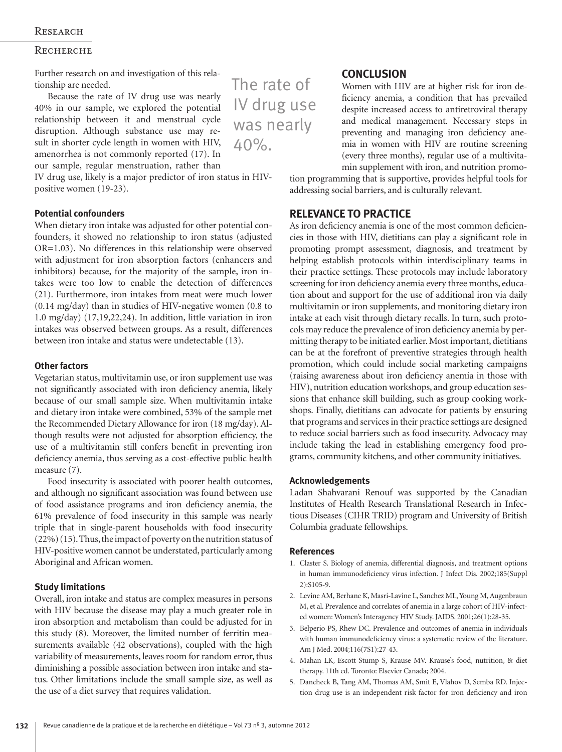Further research on and investigation of this relationship are needed.

Because the rate of IV drug use was nearly 40% in our sample, we explored the potential relationship between it and menstrual cycle disruption. Although substance use may result in shorter cycle length in women with HIV, amenorrhea is not commonly reported (17). In our sample, regular menstruation, rather than IV drug use, likely is a major predictor of iron status in HIV-positive women (19-23).

The rate of IV drug use was nearly 40%.

### Potential confounders

When dietary iron intake was adjusted for other potential confounders, it showed no relationship to iron status (adjusted OR=1.03). No differences in this relationship were observed with adjustment for iron absorption factors (enhancers and inhibitors) because, for the majority of the sample, iron intakes were too low to enable the detection of differences (21). Furthermore, iron intakes from meat were much lower (0.14 mg/day) than in studies of HIV-negative women (0.8 to 1.0 mg/day) (17,19,22,24). In addition, little variation in iron intakes was observed between groups. As a result, differences between iron intake and status were undetectable (13).

### Other factors

Vegetarian status, multivitamin use, or iron supplement use was not significantly associated with iron deficiency anemia, likely because of our small sample size. When multivitamin intake and dietary iron intake were combined, 53% of the sample met the Recommended Dietary Allowance for iron (18 mg/day). Although results were not adjusted for absorption efficiency, the use of a multivitamin still confers benefit in preventing iron deficiency anemia, thus serving as a cost-effective public health measure (7).

Food insecurity is associated with poorer health outcomes, and although no significant association was found between use of food assistance programs and iron deficiency anemia, the 61% prevalence of food insecurity in this sample was nearly triple that in single-parent households with food insecurity (22%) (15). Thus, the impact of poverty on the nutrition status of HIV-positive women cannot be understated, particularly among Aboriginal and African women.

### Study limitations

Overall, iron intake and status are complex measures in persons with HIV because the disease may play a much greater role in iron absorption and metabolism than could be adjusted for in this study (8). Moreover, the limited number of ferritin measurements available (42 observations), coupled with the high variability of measurements, leaves room for random error, thus diminishing a possible association between iron intake and status. Other limitations include the small sample size, as well as the use of a diet survey that requires validation.

## CONCLUSION

Women with HIV are at higher risk for iron deficiency anemia, a condition that has prevailed despite increased access to antiretroviral therapy and medical management. Necessary steps in preventing and managing iron deficiency anemia in women with HIV are routine screening (every three months), regular use of a multivitamin supplement with iron, and nutrition promotion programming that is supportive, provides helpful tools for addressing social barriers, and is culturally relevant.

## RELEVANCE TO PRACTICE

As iron deficiency anemia is one of the most common deficiencies in those with HIV, dietitians can play a significant role in promoting prompt assessment, diagnosis, and treatment by helping establish protocols within interdisciplinary teams in their practice settings. These protocols may include laboratory screening for iron deficiency anemia every three months, education about and support for the use of additional iron via daily multivitamin or iron supplements, and monitoring dietary iron intake at each visit through dietary recalls. In turn, such protocols may reduce the prevalence of iron deficiency anemia by permitting therapy to be initiated earlier. Most important, dietitians can be at the forefront of preventive strategies through health promotion, which could include social marketing campaigns (raising awareness about iron deficiency anemia in those with HIV), nutrition education workshops, and group education sessions that enhance skill building, such as group cooking workshops. Finally, dietitians can advocate for patients by ensuring that programs and services in their practice settings are designed to reduce social barriers such as food insecurity. Advocacy may include taking the lead in establishing emergency food programs, community kitchens, and other community initiatives.

### Acknowledgements

Ladan Shahvarani Renouf was supported by the Canadian Institutes of Health Research Translational Research in Infectious Diseases (CIHR TRID) program and University of British Columbia graduate fellowships.

### References

1. Claster S. Biology of anemia, differential diagnosis, and treatment options in human immunodeficiency virus infection. J Infect Dis. 2002;185(Suppl 2):S105-9.
2. Levine AM, Berhane K, Masri-Lavine L, Sanchez ML, Young M, Augenbraun M, et al. Prevalence and correlates of anemia in a large cohort of HIV-infected women: Women's Interagency HIV Study. JAIDS. 2001;26(1):28-35.
3. Belperio PS, Rhew DC. Prevalence and outcomes of anemia in individuals with human immunodeficiency virus: a systematic review of the literature. Am J Med. 2004;116(7S1):27-43.
4. Mahan LK, Escott-Stump S, Krause MV. Krause's food, nutrition, & diet therapy. 11th ed. Toronto: Elsevier Canada; 2004.
5. Dancheck B, Tang AM, Thomas AM, Smit E, Vlahov D, Semba RD. Injection drug use is an independent risk factor for iron deficiency and iron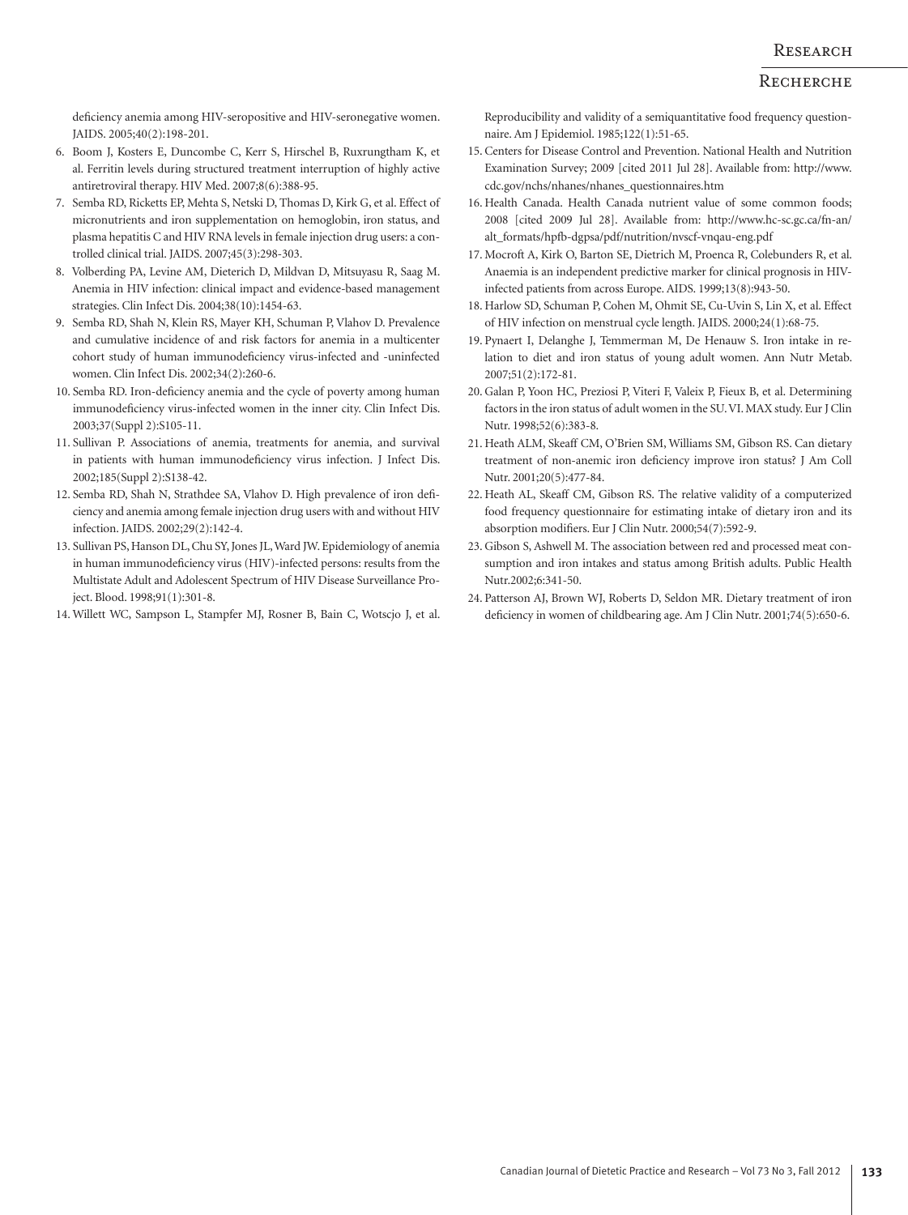deficiency anemia among HIV-seropositive and HIV-seronegative women. JAIDS. 2005;40(2):198-201.

6. Boom J, Kosters E, Duncombe C, Kerr S, Hirschel B, Ruxrungtham K, et al. Ferritin levels during structured treatment interruption of highly active antiretroviral therapy. HIV Med. 2007;8(6):388-95.
7. Semba RD, Ricketts EP, Mehta S, Netski D, Thomas D, Kirk G, et al. Effect of micronutrients and iron supplementation on hemoglobin, iron status, and plasma hepatitis C and HIV RNA levels in female injection drug users: a controlled clinical trial. JAIDS. 2007;45(3):298-303.
8. Volberding PA, Levine AM, Dieterich D, Mildvan D, Mitsuyasu R, Saag M. Anemia in HIV infection: clinical impact and evidence-based management strategies. Clin Infect Dis. 2004;38(10):1454-63.
9. Semba RD, Shah N, Klein RS, Mayer KH, Schuman P, Vlahov D. Prevalence and cumulative incidence of and risk factors for anemia in a multicenter cohort study of human immunodeficiency virus-infected and -uninfected women. Clin Infect Dis. 2002;34(2):260-6.
10. Semba RD. Iron-deficiency anemia and the cycle of poverty among human immunodeficiency virus-infected women in the inner city. Clin Infect Dis. 2003;37(Suppl 2):S105-11.
11. Sullivan P. Associations of anemia, treatments for anemia, and survival in patients with human immunodeficiency virus infection. J Infect Dis. 2002;185(Suppl 2):S138-42.
12. Semba RD, Shah N, Strathdee SA, Vlahov D. High prevalence of iron deficiency and anemia among female injection drug users with and without HIV infection. JAIDS. 2002;29(2):142-4.
13. Sullivan PS, Hanson DL, Chu SY, Jones JL, Ward JW. Epidemiology of anemia in human immunodeficiency virus (HIV)-infected persons: results from the Multistate Adult and Adolescent Spectrum of HIV Disease Surveillance Project. Blood. 1998;91(1):301-8.
14. Willett WC, Sampson L, Stampfer MJ, Rosner B, Bain C, Wotscjo J, et al. Reproducibility and validity of a semiquantitative food frequency questionnaire. Am J Epidemiol. 1985;122(1):51-65.
15. Centers for Disease Control and Prevention. National Health and Nutrition Examination Survey; 2009 [cited 2011 Jul 28]. Available from: http://www.cdc.gov/nchs/nhanes/nhanes_questionnaires.htm
16. Health Canada. Health Canada nutrient value of some common foods; 2008 [cited 2009 Jul 28]. Available from: http://www.hc-sc.gc.ca/fn-an/alt_formats/hpfb-dgpsa/pdf/nutrition/nvscf-vnqau-eng.pdf
17. Mocroft A, Kirk O, Barton SE, Dietrich M, Proenca R, Colebunders R, et al. Anaemia is an independent predictive marker for clinical prognosis in HIV-infected patients from across Europe. AIDS. 1999;13(8):943-50.
18. Harlow SD, Schuman P, Cohen M, Ohmit SE, Cu-Uvin S, Lin X, et al. Effect of HIV infection on menstrual cycle length. JAIDS. 2000;24(1):68-75.
19. Pynaert I, Delanghe J, Temmerman M, De Henauw S. Iron intake in relation to diet and iron status of young adult women. Ann Nutr Metab. 2007;51(2):172-81.
20. Galan P, Yoon HC, Preziosi P, Viteri F, Valeix P, Fieux B, et al. Determining factors in the iron status of adult women in the SU.VI. MAX study. Eur J Clin Nutr. 1998;52(6):383-8.
21. Heath ALM, Skeaff CM, O'Brien SM, Williams SM, Gibson RS. Can dietary treatment of non-anemic iron deficiency improve iron status? J Am Coll Nutr. 2001;20(5):477-84.
22. Heath AL, Skeaff CM, Gibson RS. The relative validity of a computerized food frequency questionnaire for estimating intake of dietary iron and its absorption modifiers. Eur J Clin Nutr. 2000;54(7):592-9.
23. Gibson S, Ashwell M. The association between red and processed meat consumption and iron intakes and status among British adults. Public Health Nutr.2002;6:341-50.
24. Patterson AJ, Brown WJ, Roberts D, Seldon MR. Dietary treatment of iron deficiency in women of childbearing age. Am J Clin Nutr. 2001;74(5):650-6.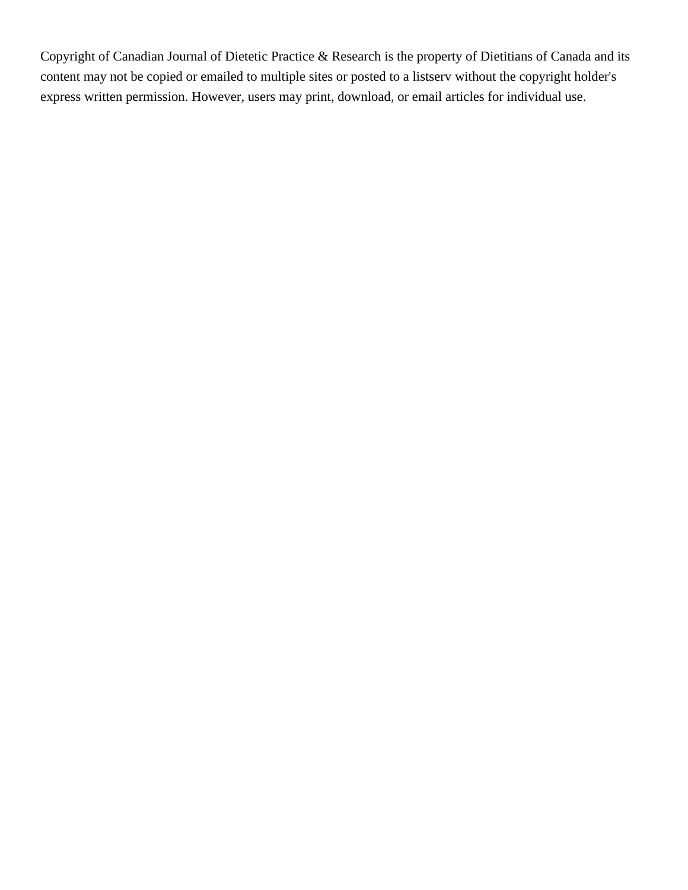Copyright of Canadian Journal of Dietetic Practice & Research is the property of Dietitians of Canada and its content may not be copied or emailed to multiple sites or posted to a listserv without the copyright holder's express written permission. However, users may print, download, or email articles for individual use.